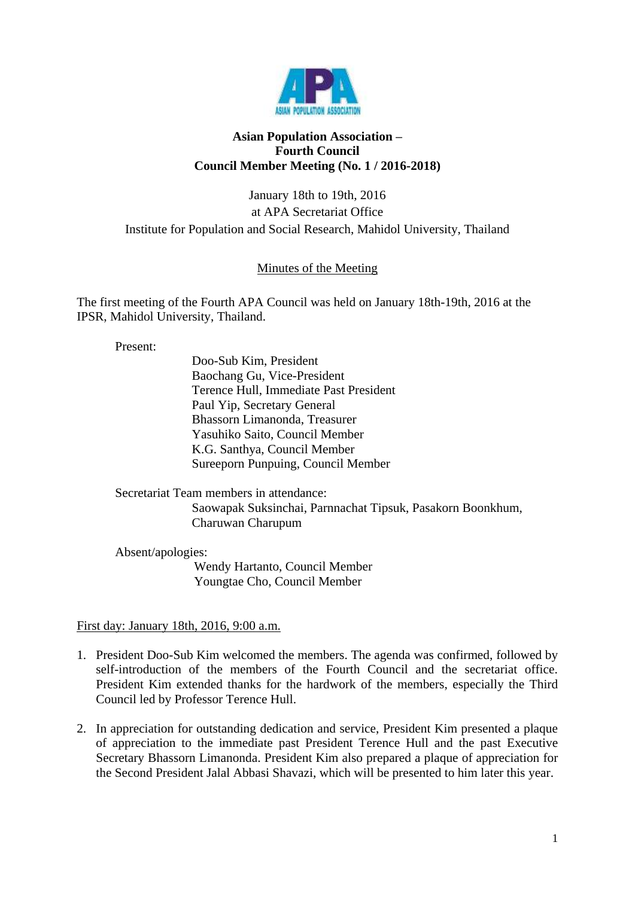# Asian Population Association –
# Fourth Council
# Council Member Meeting (No. 1 / 2016-2018)

January 18th to 19th, 2016
at APA Secretariat Office
Institute for Population and Social Research, Mahidol University, Thailand

## Minutes of the Meeting

The first meeting of the Fourth APA Council was held on January 18th-19th, 2016 at the IPSR, Mahidol University, Thailand.

Present:

Doo-Sub Kim, President
Baochang Gu, Vice-President
Terence Hull, Immediate Past President
Paul Yip, Secretary General
Bhassorn Limanonda, Treasurer
Yasuhiko Saito, Council Member
K.G. Santhya, Council Member
Sureeporn Punpuing, Council Member

Secretariat Team members in attendance:

Saowapak Suksinchai, Parnnachat Tipsuk, Pasakorn Boonkhum, Charuwan Charupum

Absent/apologies:

Wendy Hartanto, Council Member
Youngtae Cho, Council Member

First day: January 18th, 2016, 9:00 a.m.

1. President Doo-Sub Kim welcomed the members. The agenda was confirmed, followed by self-introduction of the members of the Fourth Council and the secretariat office. President Kim extended thanks for the hardwork of the members, especially the Third Council led by Professor Terence Hull.

2. In appreciation for outstanding dedication and service, President Kim presented a plaque of appreciation to the immediate past President Terence Hull and the past Executive Secretary Bhassorn Limanonda. President Kim also prepared a plaque of appreciation for the Second President Jalal Abbasi Shavazi, which will be presented to him later this year.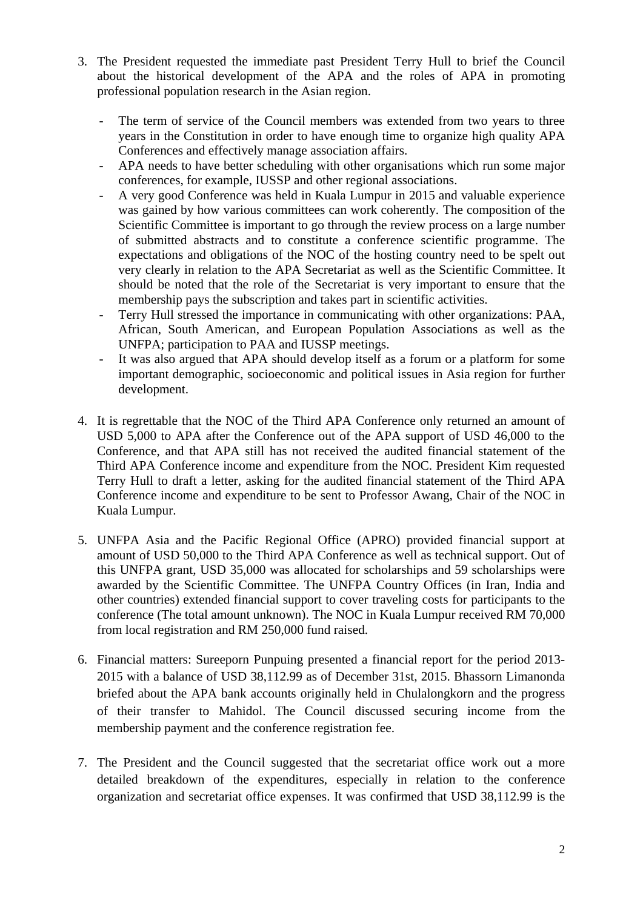3. The President requested the immediate past President Terry Hull to brief the Council about the historical development of the APA and the roles of APA in promoting professional population research in the Asian region.

   - The term of service of the Council members was extended from two years to three years in the Constitution in order to have enough time to organize high quality APA Conferences and effectively manage association affairs.
   - APA needs to have better scheduling with other organisations which run some major conferences, for example, IUSSP and other regional associations.
   - A very good Conference was held in Kuala Lumpur in 2015 and valuable experience was gained by how various committees can work coherently. The composition of the Scientific Committee is important to go through the review process on a large number of submitted abstracts and to constitute a conference scientific programme. The expectations and obligations of the NOC of the hosting country need to be spelt out very clearly in relation to the APA Secretariat as well as the Scientific Committee. It should be noted that the role of the Secretariat is very important to ensure that the membership pays the subscription and takes part in scientific activities.
   - Terry Hull stressed the importance in communicating with other organizations: PAA, African, South American, and European Population Associations as well as the UNFPA; participation to PAA and IUSSP meetings.
   - It was also argued that APA should develop itself as a forum or a platform for some important demographic, socioeconomic and political issues in Asia region for further development.

4. It is regrettable that the NOC of the Third APA Conference only returned an amount of USD 5,000 to APA after the Conference out of the APA support of USD 46,000 to the Conference, and that APA still has not received the audited financial statement of the Third APA Conference income and expenditure from the NOC. President Kim requested Terry Hull to draft a letter, asking for the audited financial statement of the Third APA Conference income and expenditure to be sent to Professor Awang, Chair of the NOC in Kuala Lumpur.

5. UNFPA Asia and the Pacific Regional Office (APRO) provided financial support at amount of USD 50,000 to the Third APA Conference as well as technical support. Out of this UNFPA grant, USD 35,000 was allocated for scholarships and 59 scholarships were awarded by the Scientific Committee. The UNFPA Country Offices (in Iran, India and other countries) extended financial support to cover traveling costs for participants to the conference (The total amount unknown). The NOC in Kuala Lumpur received RM 70,000 from local registration and RM 250,000 fund raised.

6. Financial matters: Sureeporn Punpuing presented a financial report for the period 2013-2015 with a balance of USD 38,112.99 as of December 31st, 2015. Bhassorn Limanonda briefed about the APA bank accounts originally held in Chulalongkorn and the progress of their transfer to Mahidol. The Council discussed securing income from the membership payment and the conference registration fee.

7. The President and the Council suggested that the secretariat office work out a more detailed breakdown of the expenditures, especially in relation to the conference organization and secretariat office expenses. It was confirmed that USD 38,112.99 is the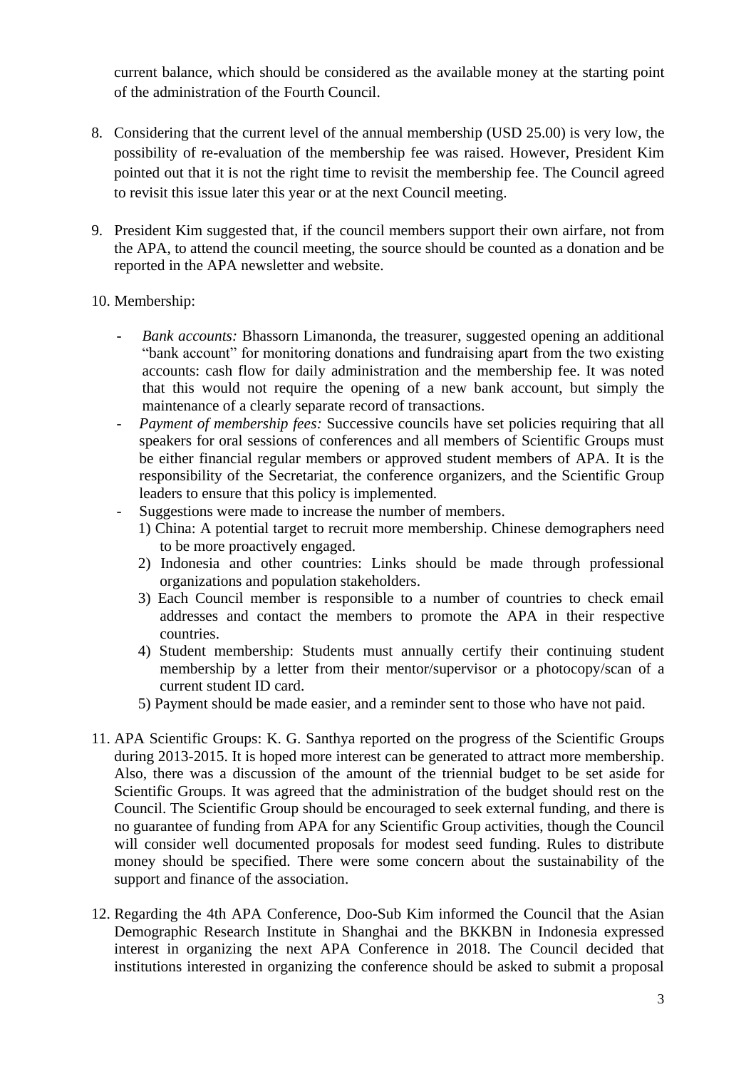current balance, which should be considered as the available money at the starting point of the administration of the Fourth Council.

8. Considering that the current level of the annual membership (USD 25.00) is very low, the possibility of re-evaluation of the membership fee was raised. However, President Kim pointed out that it is not the right time to revisit the membership fee. The Council agreed to revisit this issue later this year or at the next Council meeting.

9. President Kim suggested that, if the council members support their own airfare, not from the APA, to attend the council meeting, the source should be counted as a donation and be reported in the APA newsletter and website.

10. Membership:

    - *Bank accounts:* Bhassorn Limanonda, the treasurer, suggested opening an additional "bank account" for monitoring donations and fundraising apart from the two existing accounts: cash flow for daily administration and the membership fee. It was noted that this would not require the opening of a new bank account, but simply the maintenance of a clearly separate record of transactions.
    - *Payment of membership fees:* Successive councils have set policies requiring that all speakers for oral sessions of conferences and all members of Scientific Groups must be either financial regular members or approved student members of APA. It is the responsibility of the Secretariat, the conference organizers, and the Scientific Group leaders to ensure that this policy is implemented.
    - Suggestions were made to increase the number of members.
        1) China: A potential target to recruit more membership. Chinese demographers need to be more proactively engaged.
        2) Indonesia and other countries: Links should be made through professional organizations and population stakeholders.
        3) Each Council member is responsible to a number of countries to check email addresses and contact the members to promote the APA in their respective countries.
        4) Student membership: Students must annually certify their continuing student membership by a letter from their mentor/supervisor or a photocopy/scan of a current student ID card.
        5) Payment should be made easier, and a reminder sent to those who have not paid.

11. APA Scientific Groups: K. G. Santhya reported on the progress of the Scientific Groups during 2013-2015. It is hoped more interest can be generated to attract more membership. Also, there was a discussion of the amount of the triennial budget to be set aside for Scientific Groups. It was agreed that the administration of the budget should rest on the Council. The Scientific Group should be encouraged to seek external funding, and there is no guarantee of funding from APA for any Scientific Group activities, though the Council will consider well documented proposals for modest seed funding. Rules to distribute money should be specified. There were some concern about the sustainability of the support and finance of the association.

12. Regarding the 4th APA Conference, Doo-Sub Kim informed the Council that the Asian Demographic Research Institute in Shanghai and the BKKBN in Indonesia expressed interest in organizing the next APA Conference in 2018. The Council decided that institutions interested in organizing the conference should be asked to submit a proposal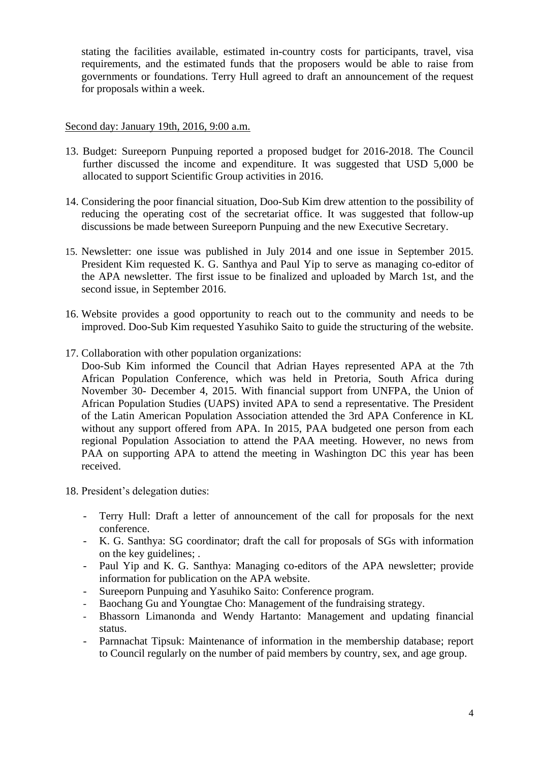stating the facilities available, estimated in-country costs for participants, travel, visa requirements, and the estimated funds that the proposers would be able to raise from governments or foundations. Terry Hull agreed to draft an announcement of the request for proposals within a week.

Second day: January 19th, 2016, 9:00 a.m.

13. Budget: Sureeporn Punpuing reported a proposed budget for 2016-2018. The Council further discussed the income and expenditure. It was suggested that USD 5,000 be allocated to support Scientific Group activities in 2016.

14. Considering the poor financial situation, Doo-Sub Kim drew attention to the possibility of reducing the operating cost of the secretariat office. It was suggested that follow-up discussions be made between Sureeporn Punpuing and the new Executive Secretary.

15. Newsletter: one issue was published in July 2014 and one issue in September 2015. President Kim requested K. G. Santhya and Paul Yip to serve as managing co-editor of the APA newsletter. The first issue to be finalized and uploaded by March 1st, and the second issue, in September 2016.

16. Website provides a good opportunity to reach out to the community and needs to be improved. Doo-Sub Kim requested Yasuhiko Saito to guide the structuring of the website.

17. Collaboration with other population organizations:
    Doo-Sub Kim informed the Council that Adrian Hayes represented APA at the 7th African Population Conference, which was held in Pretoria, South Africa during November 30- December 4, 2015. With financial support from UNFPA, the Union of African Population Studies (UAPS) invited APA to send a representative. The President of the Latin American Population Association attended the 3rd APA Conference in KL without any support offered from APA. In 2015, PAA budgeted one person from each regional Population Association to attend the PAA meeting. However, no news from PAA on supporting APA to attend the meeting in Washington DC this year has been received.

18. President's delegation duties:

    - Terry Hull: Draft a letter of announcement of the call for proposals for the next conference.
    - K. G. Santhya: SG coordinator; draft the call for proposals of SGs with information on the key guidelines; .
    - Paul Yip and K. G. Santhya: Managing co-editors of the APA newsletter; provide information for publication on the APA website.
    - Sureeporn Punpuing and Yasuhiko Saito: Conference program.
    - Baochang Gu and Youngtae Cho: Management of the fundraising strategy.
    - Bhassorn Limanonda and Wendy Hartanto: Management and updating financial status.
    - Parnnachat Tipsuk: Maintenance of information in the membership database; report to Council regularly on the number of paid members by country, sex, and age group.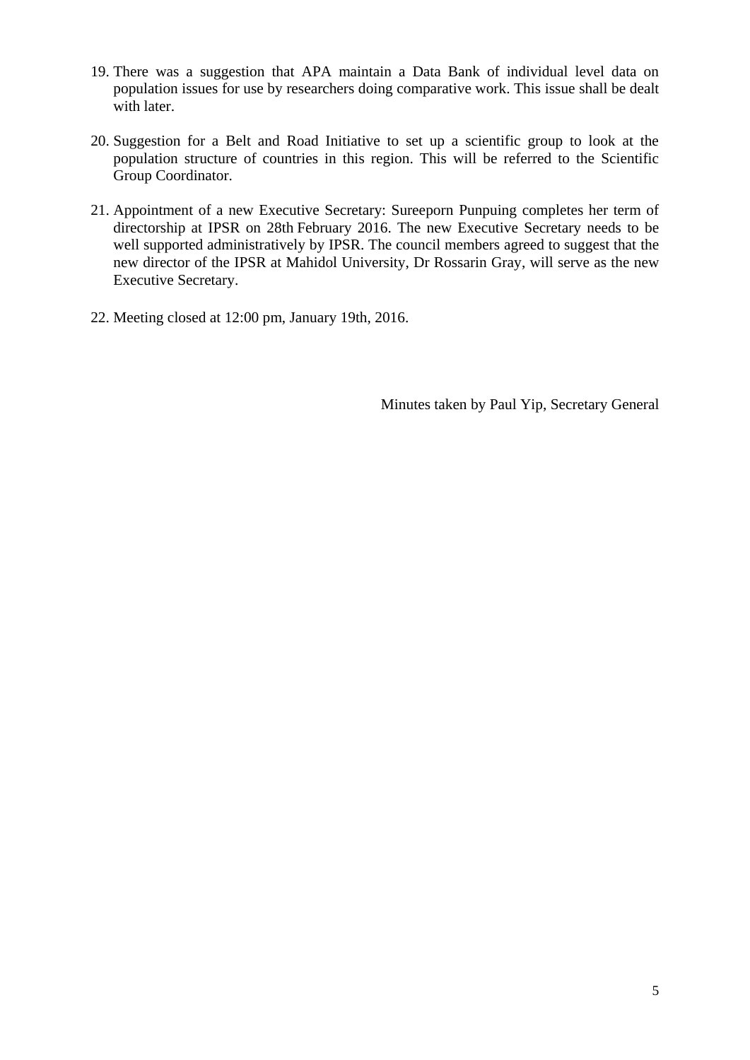19. There was a suggestion that APA maintain a Data Bank of individual level data on population issues for use by researchers doing comparative work. This issue shall be dealt with later.

20. Suggestion for a Belt and Road Initiative to set up a scientific group to look at the population structure of countries in this region. This will be referred to the Scientific Group Coordinator.

21. Appointment of a new Executive Secretary: Sureeporn Punpuing completes her term of directorship at IPSR on 28th February 2016. The new Executive Secretary needs to be well supported administratively by IPSR. The council members agreed to suggest that the new director of the IPSR at Mahidol University, Dr Rossarin Gray, will serve as the new Executive Secretary.

22. Meeting closed at 12:00 pm, January 19th, 2016.

Minutes taken by Paul Yip, Secretary General